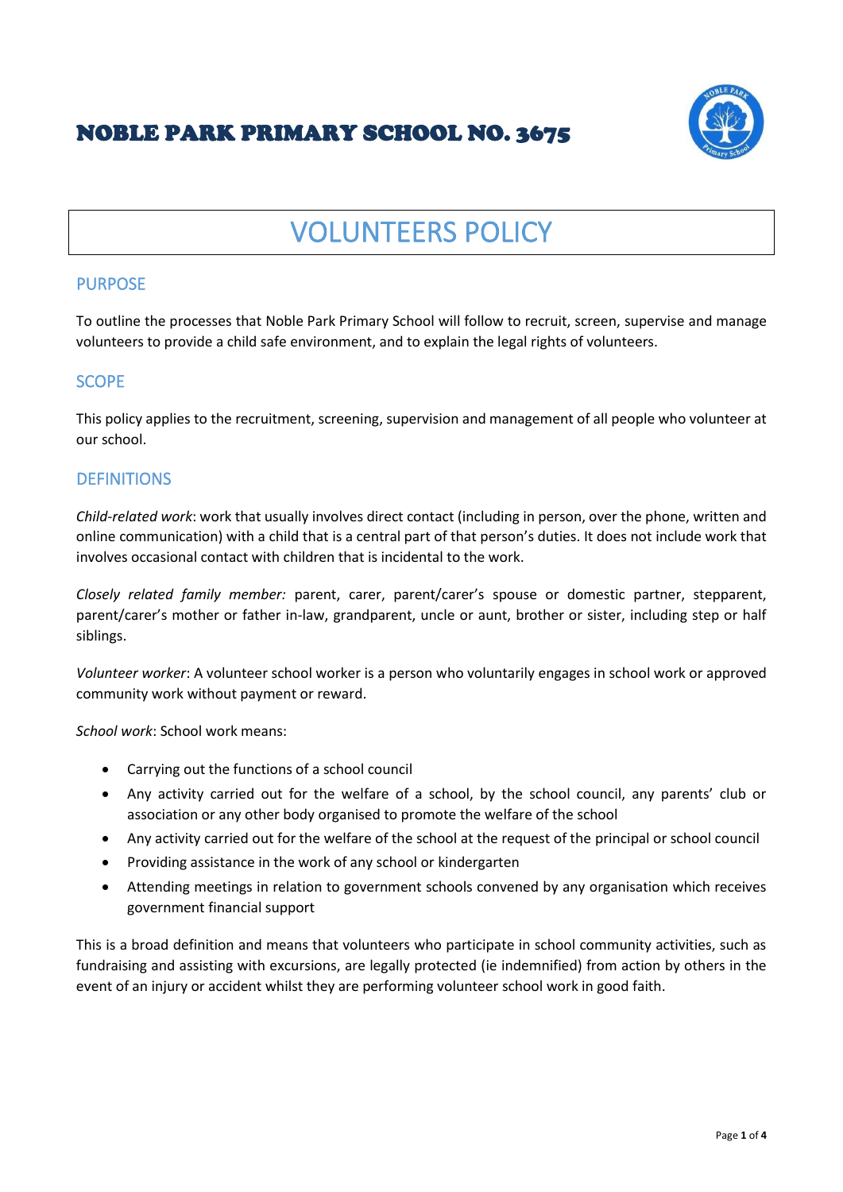# NOBLE PARK PRIMARY SCHOOL NO. 3675

# VOLUNTEERS POLICY

## PURPOSE

To outline the processes that Noble Park Primary School will follow to recruit, screen, supervise and manage volunteers to provide a child safe environment, and to explain the legal rights of volunteers.

## SCOPE

This policy applies to the recruitment, screening, supervision and management of all people who volunteer at our school.

## DEFINITIONS

*Child-related work*: work that usually involves direct contact (including in person, over the phone, written and online communication) with a child that is a central part of that person's duties. It does not include work that involves occasional contact with children that is incidental to the work.

*Closely related family member:* parent, carer, parent/carer's spouse or domestic partner, stepparent, parent/carer's mother or father in-law, grandparent, uncle or aunt, brother or sister, including step or half siblings.

*Volunteer worker*: A volunteer school worker is a person who voluntarily engages in school work or approved community work without payment or reward.

*School work*: School work means:

- Carrying out the functions of a school council
- Any activity carried out for the welfare of a school, by the school council, any parents' club or association or any other body organised to promote the welfare of the school
- Any activity carried out for the welfare of the school at the request of the principal or school council
- Providing assistance in the work of any school or kindergarten
- Attending meetings in relation to government schools convened by any organisation which receives government financial support

This is a broad definition and means that volunteers who participate in school community activities, such as fundraising and assisting with excursions, are legally protected (ie indemnified) from action by others in the event of an injury or accident whilst they are performing volunteer school work in good faith.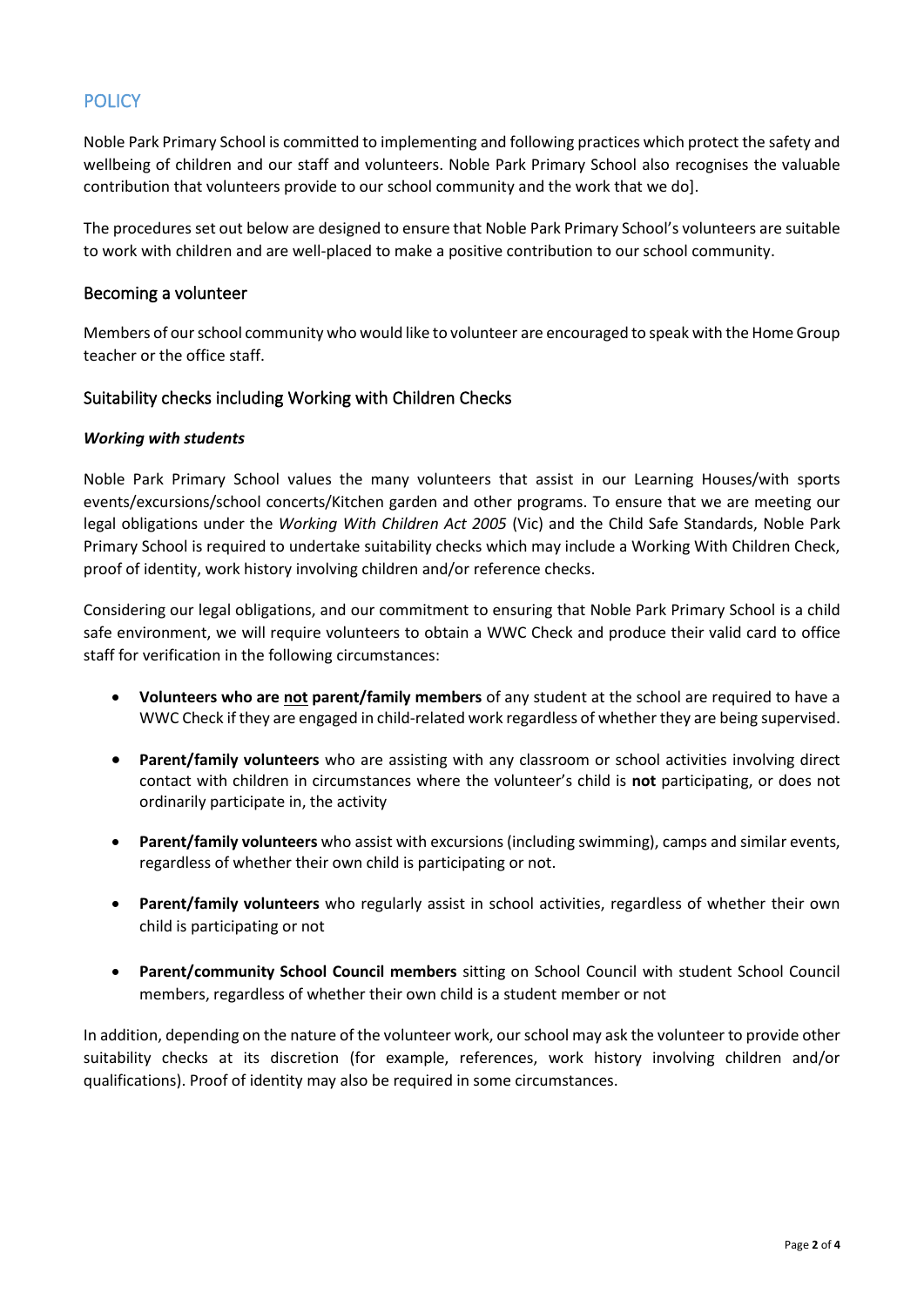## POLICY

Noble Park Primary School is committed to implementing and following practices which protect the safety and wellbeing of children and our staff and volunteers. Noble Park Primary School also recognises the valuable contribution that volunteers provide to our school community and the work that we do].

The procedures set out below are designed to ensure that Noble Park Primary School's volunteers are suitable to work with children and are well-placed to make a positive contribution to our school community.

### Becoming a volunteer

Members of our school community who would like to volunteer are encouraged to speak with the Home Group teacher or the office staff.

### Suitability checks including Working with Children Checks

***Working with students***

Noble Park Primary School values the many volunteers that assist in our Learning Houses/with sports events/excursions/school concerts/Kitchen garden and other programs. To ensure that we are meeting our legal obligations under the *Working With Children Act 2005* (Vic) and the Child Safe Standards, Noble Park Primary School is required to undertake suitability checks which may include a Working With Children Check, proof of identity, work history involving children and/or reference checks.

Considering our legal obligations, and our commitment to ensuring that Noble Park Primary School is a child safe environment, we will require volunteers to obtain a WWC Check and produce their valid card to office staff for verification in the following circumstances:

- **Volunteers who are <u>not</u> parent/family members** of any student at the school are required to have a WWC Check if they are engaged in child-related work regardless of whether they are being supervised.
- **Parent/family volunteers** who are assisting with any classroom or school activities involving direct contact with children in circumstances where the volunteer's child is **not** participating, or does not ordinarily participate in, the activity
- **Parent/family volunteers** who assist with excursions (including swimming), camps and similar events, regardless of whether their own child is participating or not.
- **Parent/family volunteers** who regularly assist in school activities, regardless of whether their own child is participating or not
- **Parent/community School Council members** sitting on School Council with student School Council members, regardless of whether their own child is a student member or not

In addition, depending on the nature of the volunteer work, our school may ask the volunteer to provide other suitability checks at its discretion (for example, references, work history involving children and/or qualifications). Proof of identity may also be required in some circumstances.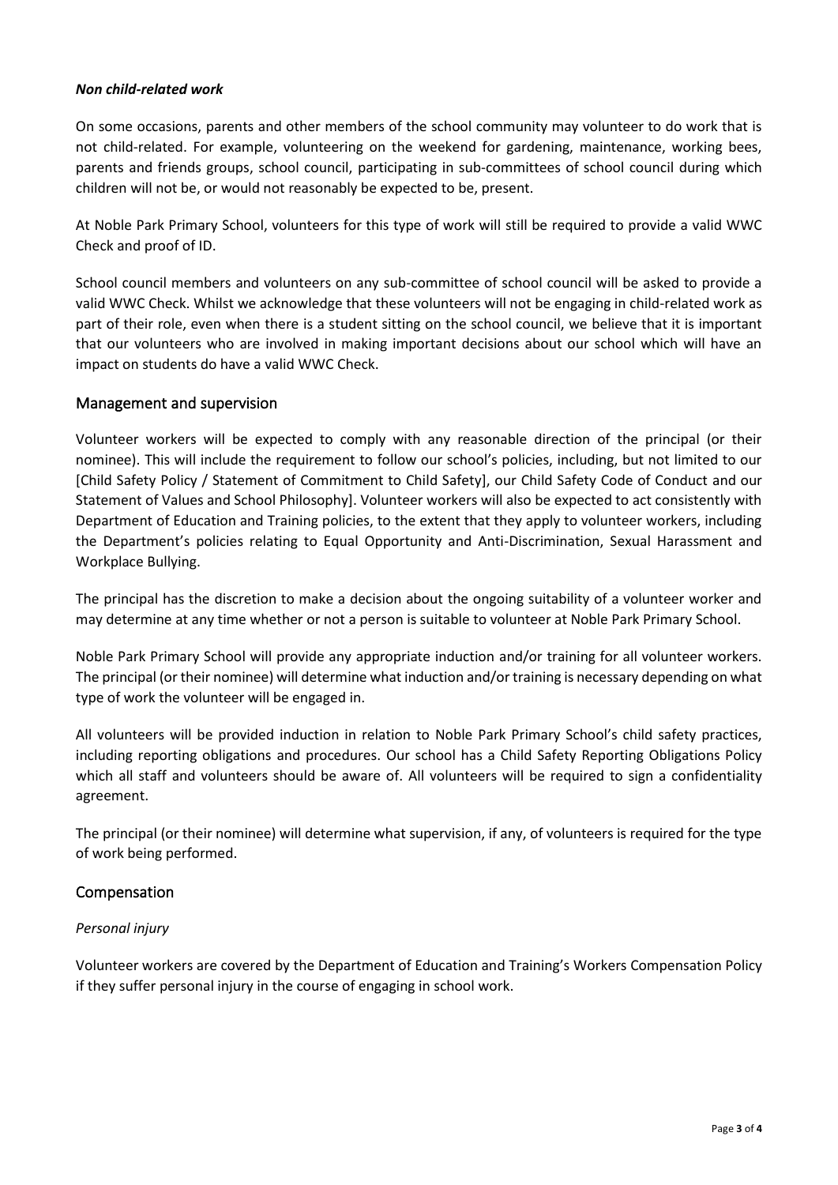***Non child-related work***

On some occasions, parents and other members of the school community may volunteer to do work that is not child-related. For example, volunteering on the weekend for gardening, maintenance, working bees, parents and friends groups, school council, participating in sub-committees of school council during which children will not be, or would not reasonably be expected to be, present.

At Noble Park Primary School, volunteers for this type of work will still be required to provide a valid WWC Check and proof of ID.

School council members and volunteers on any sub-committee of school council will be asked to provide a valid WWC Check. Whilst we acknowledge that these volunteers will not be engaging in child-related work as part of their role, even when there is a student sitting on the school council, we believe that it is important that our volunteers who are involved in making important decisions about our school which will have an impact on students do have a valid WWC Check.

## Management and supervision

Volunteer workers will be expected to comply with any reasonable direction of the principal (or their nominee). This will include the requirement to follow our school's policies, including, but not limited to our [Child Safety Policy / Statement of Commitment to Child Safety], our Child Safety Code of Conduct and our Statement of Values and School Philosophy]. Volunteer workers will also be expected to act consistently with Department of Education and Training policies, to the extent that they apply to volunteer workers, including the Department's policies relating to Equal Opportunity and Anti-Discrimination, Sexual Harassment and Workplace Bullying.

The principal has the discretion to make a decision about the ongoing suitability of a volunteer worker and may determine at any time whether or not a person is suitable to volunteer at Noble Park Primary School.

Noble Park Primary School will provide any appropriate induction and/or training for all volunteer workers. The principal (or their nominee) will determine what induction and/or training is necessary depending on what type of work the volunteer will be engaged in.

All volunteers will be provided induction in relation to Noble Park Primary School's child safety practices, including reporting obligations and procedures. Our school has a Child Safety Reporting Obligations Policy which all staff and volunteers should be aware of. All volunteers will be required to sign a confidentiality agreement.

The principal (or their nominee) will determine what supervision, if any, of volunteers is required for the type of work being performed.

## Compensation

*Personal injury*

Volunteer workers are covered by the Department of Education and Training's Workers Compensation Policy if they suffer personal injury in the course of engaging in school work.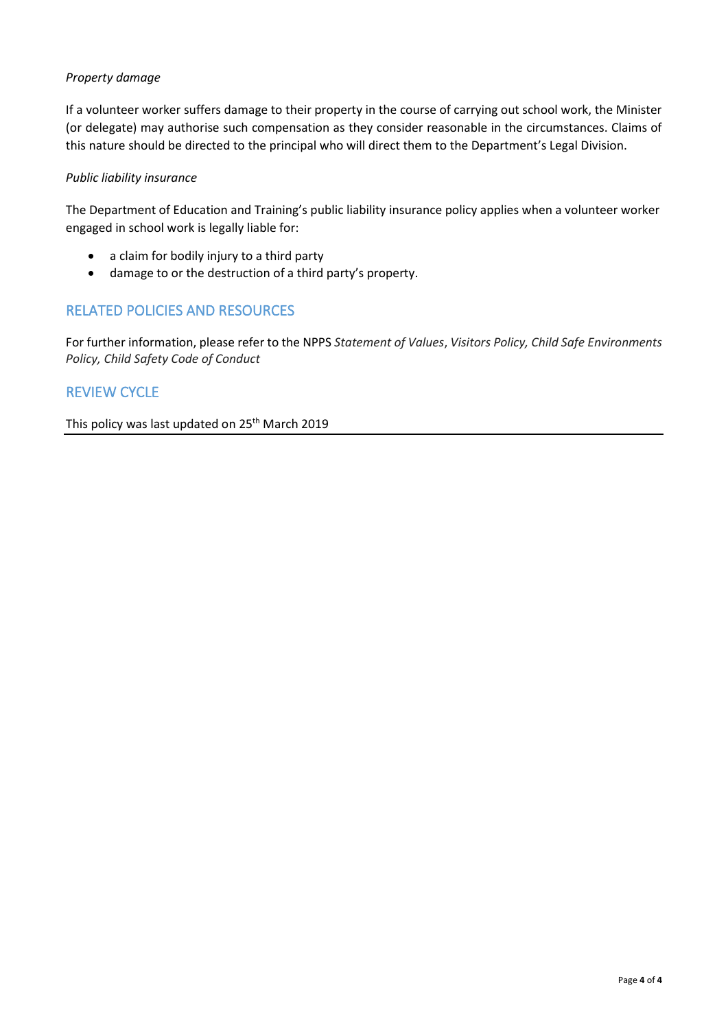*Property damage*

If a volunteer worker suffers damage to their property in the course of carrying out school work, the Minister (or delegate) may authorise such compensation as they consider reasonable in the circumstances. Claims of this nature should be directed to the principal who will direct them to the Department's Legal Division.

*Public liability insurance*

The Department of Education and Training's public liability insurance policy applies when a volunteer worker engaged in school work is legally liable for:

- a claim for bodily injury to a third party
- damage to or the destruction of a third party's property.

## RELATED POLICIES AND RESOURCES

For further information, please refer to the NPPS *Statement of Values*, *Visitors Policy, Child Safe Environments Policy, Child Safety Code of Conduct*

## REVIEW CYCLE

This policy was last updated on 25th March 2019